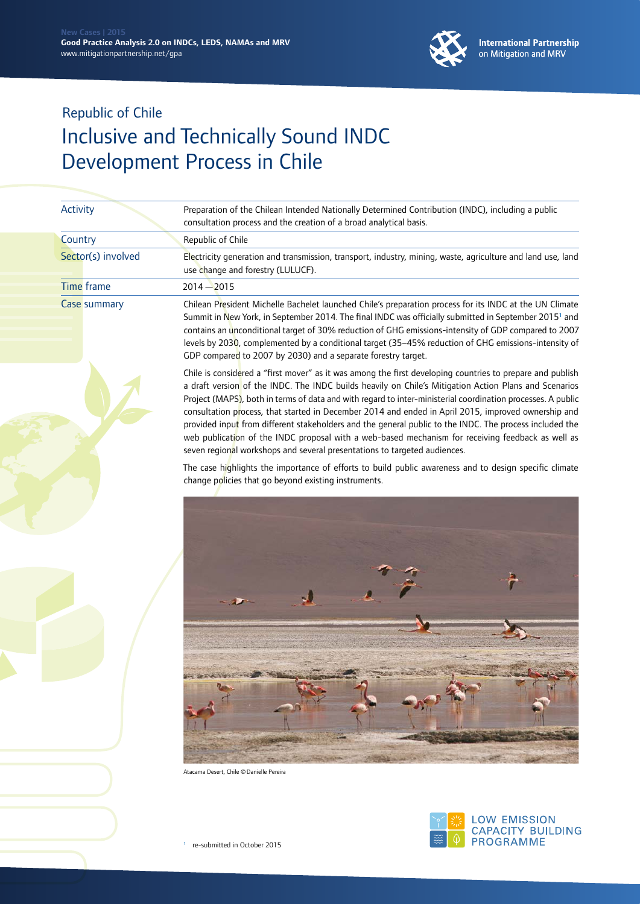New Cases | 2015
**Good Practice Analysis 2.0 on INDCs, LEDS, NAMAs and MRV**
www.mitigationpartnership.net/gpa

**International Partnership on Mitigation and MRV**

## Republic of Chile

# Inclusive and Technically Sound INDC Development Process in Chile

| | |
|---|---|
| Activity | Preparation of the Chilean Intended Nationally Determined Contribution (INDC), including a public consultation process and the creation of a broad analytical basis. |
| Country | Republic of Chile |
| Sector(s) involved | Electricity generation and transmission, transport, industry, mining, waste, agriculture and land use, land use change and forestry (LULUCF). |
| Time frame | 2014 — 2015 |
| Case summary | Chilean President Michelle Bachelet launched Chile's preparation process for its INDC at the UN Climate Summit in New York, in September 2014. The final INDC was officially submitted in September 2015[1] and contains an unconditional target of 30% reduction of GHG emissions-intensity of GDP compared to 2007 levels by 2030, complemented by a conditional target (35–45% reduction of GHG emissions-intensity of GDP compared to 2007 by 2030) and a separate forestry target. |

Chile is considered a "first mover" as it was among the first developing countries to prepare and publish a draft version of the INDC. The INDC builds heavily on Chile's Mitigation Action Plans and Scenarios Project (MAPS), both in terms of data and with regard to inter-ministerial coordination processes. A public consultation process, that started in December 2014 and ended in April 2015, improved ownership and provided input from different stakeholders and the general public to the INDC. The process included the web publication of the INDC proposal with a web-based mechanism for receiving feedback as well as seven regional workshops and several presentations to targeted audiences.

The case highlights the importance of efforts to build public awareness and to design specific climate change policies that go beyond existing instruments.

Atacama Desert, Chile © Danielle Pereira

[1] re-submitted in October 2015

LOW EMISSION CAPACITY BUILDING PROGRAMME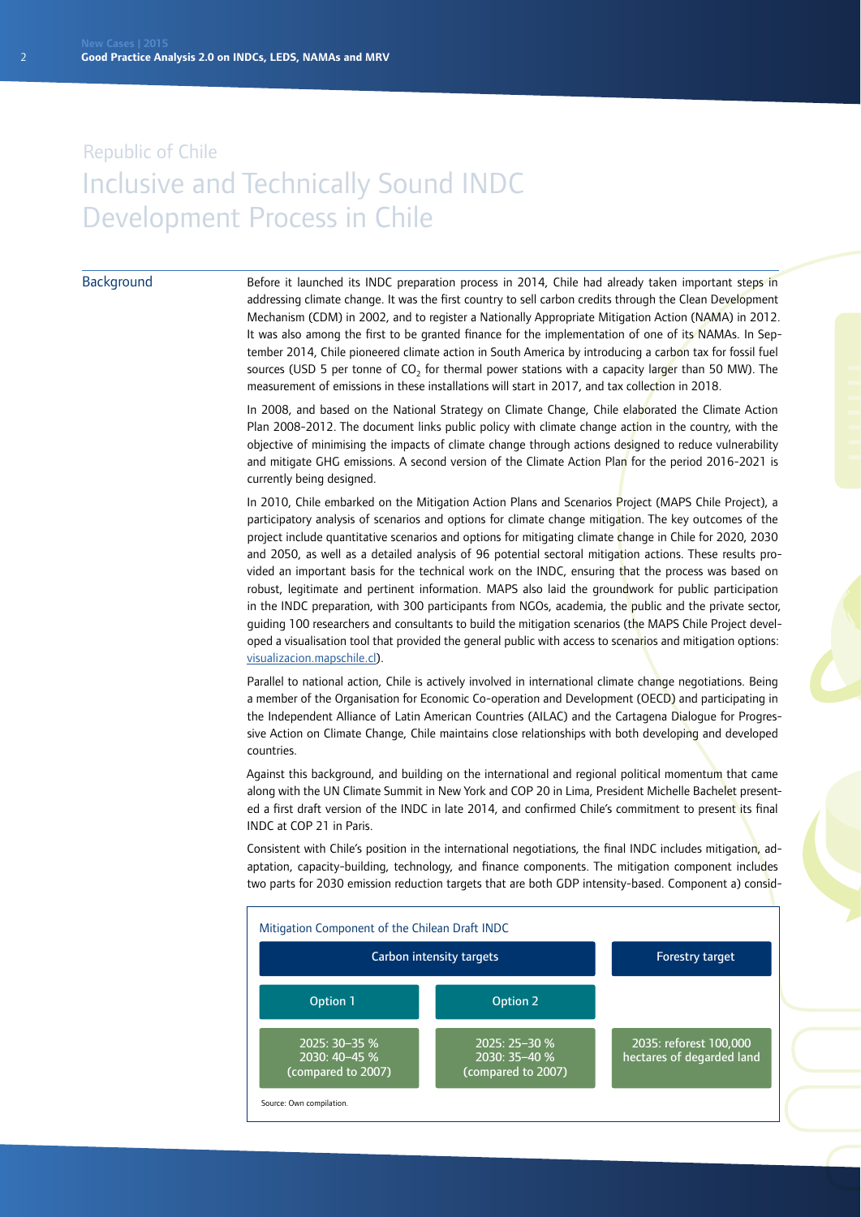Republic of Chile

# Inclusive and Technically Sound INDC Development Process in Chile

## Background

Before it launched its INDC preparation process in 2014, Chile had already taken important steps in addressing climate change. It was the first country to sell carbon credits through the Clean Development Mechanism (CDM) in 2002, and to register a Nationally Appropriate Mitigation Action (NAMA) in 2012. It was also among the first to be granted finance for the implementation of one of its NAMAs. In September 2014, Chile pioneered climate action in South America by introducing a carbon tax for fossil fuel sources (USD 5 per tonne of $CO_2$ for thermal power stations with a capacity larger than 50 MW). The measurement of emissions in these installations will start in 2017, and tax collection in 2018.

In 2008, and based on the National Strategy on Climate Change, Chile elaborated the Climate Action Plan 2008-2012. The document links public policy with climate change action in the country, with the objective of minimising the impacts of climate change through actions designed to reduce vulnerability and mitigate GHG emissions. A second version of the Climate Action Plan for the period 2016-2021 is currently being designed.

In 2010, Chile embarked on the Mitigation Action Plans and Scenarios Project (MAPS Chile Project), a participatory analysis of scenarios and options for climate change mitigation. The key outcomes of the project include quantitative scenarios and options for mitigating climate change in Chile for 2020, 2030 and 2050, as well as a detailed analysis of 96 potential sectoral mitigation actions. These results provided an important basis for the technical work on the INDC, ensuring that the process was based on robust, legitimate and pertinent information. MAPS also laid the groundwork for public participation in the INDC preparation, with 300 participants from NGOs, academia, the public and the private sector, guiding 100 researchers and consultants to build the mitigation scenarios (the MAPS Chile Project developed a visualisation tool that provided the general public with access to scenarios and mitigation options: visualizacion.mapschile.cl).

Parallel to national action, Chile is actively involved in international climate change negotiations. Being a member of the Organisation for Economic Co-operation and Development (OECD) and participating in the Independent Alliance of Latin American Countries (AILAC) and the Cartagena Dialogue for Progressive Action on Climate Change, Chile maintains close relationships with both developing and developed countries.

Against this background, and building on the international and regional political momentum that came along with the UN Climate Summit in New York and COP 20 in Lima, President Michelle Bachelet presented a first draft version of the INDC in late 2014, and confirmed Chile's commitment to present its final INDC at COP 21 in Paris.

Consistent with Chile's position in the international negotiations, the final INDC includes mitigation, adaptation, capacity-building, technology, and finance components. The mitigation component includes two parts for 2030 emission reduction targets that are both GDP intensity-based. Component a) consid-

Mitigation Component of the Chilean Draft INDC

| Carbon intensity targets | | Forestry target |
|---|---|---|
| Option 1 | Option 2 | |
| 2025: 30–35 %<br>2030: 40–45 %<br>(compared to 2007) | 2025: 25–30 %<br>2030: 35–40 %<br>(compared to 2007) | 2035: reforest 100,000 hectares of degarded land |

Source: Own compilation.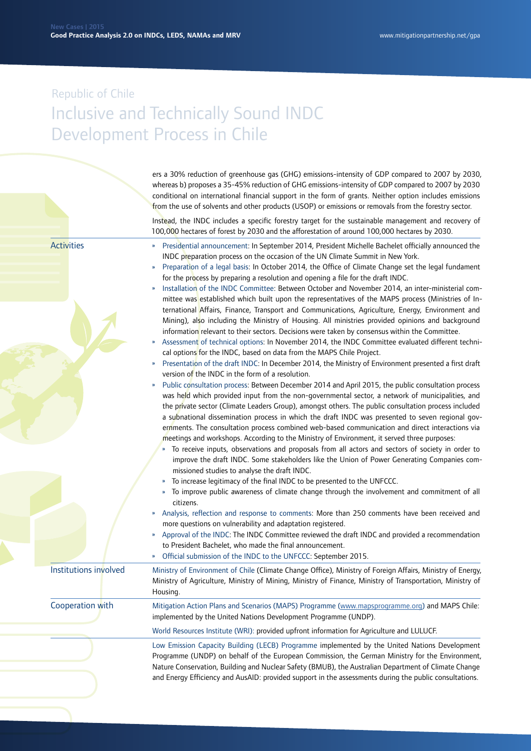Republic of Chile

# Inclusive and Technically Sound INDC Development Process in Chile

ers a 30% reduction of greenhouse gas (GHG) emissions-intensity of GDP compared to 2007 by 2030, whereas b) proposes a 35-45% reduction of GHG emissions-intensity of GDP compared to 2007 by 2030 conditional on international financial support in the form of grants. Neither option includes emissions from the use of solvents and other products (USOP) or emissions or removals from the forestry sector.

Instead, the INDC includes a specific forestry target for the sustainable management and recovery of 100,000 hectares of forest by 2030 and the afforestation of around 100,000 hectares by 2030.

## Activities

- Presidential announcement: In September 2014, President Michelle Bachelet officially announced the INDC preparation process on the occasion of the UN Climate Summit in New York.
- Preparation of a legal basis: In October 2014, the Office of Climate Change set the legal fundament for the process by preparing a resolution and opening a file for the draft INDC.
- Installation of the INDC Committee: Between October and November 2014, an inter-ministerial committee was established which built upon the representatives of the MAPS process (Ministries of International Affairs, Finance, Transport and Communications, Agriculture, Energy, Environment and Mining), also including the Ministry of Housing. All ministries provided opinions and background information relevant to their sectors. Decisions were taken by consensus within the Committee.
- Assessment of technical options: In November 2014, the INDC Committee evaluated different technical options for the INDC, based on data from the MAPS Chile Project.
- Presentation of the draft INDC: In December 2014, the Ministry of Environment presented a first draft version of the INDC in the form of a resolution.
- Public consultation process: Between December 2014 and April 2015, the public consultation process was held which provided input from the non-governmental sector, a network of municipalities, and the private sector (Climate Leaders Group), amongst others. The public consultation process included a subnational dissemination process in which the draft INDC was presented to seven regional governments. The consultation process combined web-based communication and direct interactions via meetings and workshops. According to the Ministry of Environment, it served three purposes:
  - To receive inputs, observations and proposals from all actors and sectors of society in order to improve the draft INDC. Some stakeholders like the Union of Power Generating Companies commissioned studies to analyse the draft INDC.
  - To increase legitimacy of the final INDC to be presented to the UNFCCC.
  - To improve public awareness of climate change through the involvement and commitment of all citizens.
- Analysis, reflection and response to comments: More than 250 comments have been received and more questions on vulnerability and adaptation registered.
- Approval of the INDC: The INDC Committee reviewed the draft INDC and provided a recommendation to President Bachelet, who made the final announcement.
- Official submission of the INDC to the UNFCCC: September 2015.

## Institutions involved

Ministry of Environment of Chile (Climate Change Office), Ministry of Foreign Affairs, Ministry of Energy, Ministry of Agriculture, Ministry of Mining, Ministry of Finance, Ministry of Transportation, Ministry of Housing.

## Cooperation with

Mitigation Action Plans and Scenarios (MAPS) Programme (www.mapsprogramme.org) and MAPS Chile: implemented by the United Nations Development Programme (UNDP).

World Resources Institute (WRI): provided upfront information for Agriculture and LULUCF.

Low Emission Capacity Building (LECB) Programme implemented by the United Nations Development Programme (UNDP) on behalf of the European Commission, the German Ministry for the Environment, Nature Conservation, Building and Nuclear Safety (BMUB), the Australian Department of Climate Change and Energy Efficiency and AusAID: provided support in the assessments during the public consultations.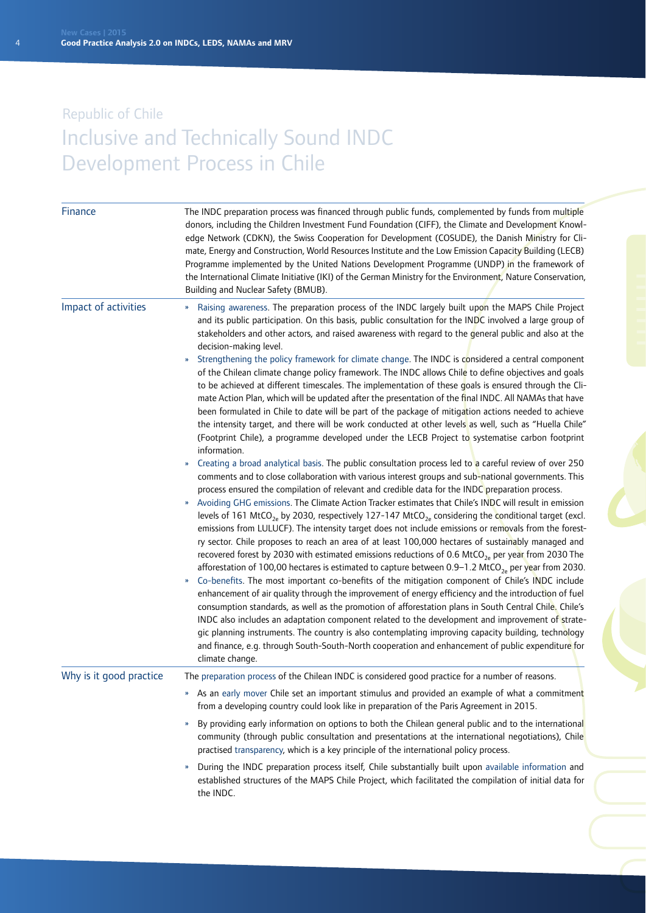Republic of Chile

# Inclusive and Technically Sound INDC Development Process in Chile

## Finance

The INDC preparation process was financed through public funds, complemented by funds from multiple donors, including the Children Investment Fund Foundation (CIFF), the Climate and Development Knowledge Network (CDKN), the Swiss Cooperation for Development (COSUDE), the Danish Ministry for Climate, Energy and Construction, World Resources Institute and the Low Emission Capacity Building (LECB) Programme implemented by the United Nations Development Programme (UNDP) in the framework of the International Climate Initiative (IKI) of the German Ministry for the Environment, Nature Conservation, Building and Nuclear Safety (BMUB).

## Impact of activities

- Raising awareness. The preparation process of the INDC largely built upon the MAPS Chile Project and its public participation. On this basis, public consultation for the INDC involved a large group of stakeholders and other actors, and raised awareness with regard to the general public and also at the decision-making level.
- Strengthening the policy framework for climate change. The INDC is considered a central component of the Chilean climate change policy framework. The INDC allows Chile to define objectives and goals to be achieved at different timescales. The implementation of these goals is ensured through the Climate Action Plan, which will be updated after the presentation of the final INDC. All NAMAs that have been formulated in Chile to date will be part of the package of mitigation actions needed to achieve the intensity target, and there will be work conducted at other levels as well, such as "Huella Chile" (Footprint Chile), a programme developed under the LECB Project to systematise carbon footprint information.
- Creating a broad analytical basis. The public consultation process led to a careful review of over 250 comments and to close collaboration with various interest groups and sub-national governments. This process ensured the compilation of relevant and credible data for the INDC preparation process.
- Avoiding GHG emissions. The Climate Action Tracker estimates that Chile's INDC will result in emission levels of 161 $MtCO_{2e}$ by 2030, respectively 127-147 $MtCO_{2e}$ considering the conditional target (excl. emissions from LULUCF). The intensity target does not include emissions or removals from the forestry sector. Chile proposes to reach an area of at least 100,000 hectares of sustainably managed and recovered forest by 2030 with estimated emissions reductions of 0.6 $MtCO_{2e}$ per year from 2030 The afforestation of 100,00 hectares is estimated to capture between 0.9–1.2 $MtCO_{2e}$ per year from 2030.
- Co-benefits. The most important co-benefits of the mitigation component of Chile's INDC include enhancement of air quality through the improvement of energy efficiency and the introduction of fuel consumption standards, as well as the promotion of afforestation plans in South Central Chile. Chile's INDC also includes an adaptation component related to the development and improvement of strategic planning instruments. The country is also contemplating improving capacity building, technology and finance, e.g. through South-South-North cooperation and enhancement of public expenditure for climate change.

## Why is it good practice

The preparation process of the Chilean INDC is considered good practice for a number of reasons.

- As an early mover Chile set an important stimulus and provided an example of what a commitment from a developing country could look like in preparation of the Paris Agreement in 2015.
- By providing early information on options to both the Chilean general public and to the international community (through public consultation and presentations at the international negotiations), Chile practised transparency, which is a key principle of the international policy process.
- During the INDC preparation process itself, Chile substantially built upon available information and established structures of the MAPS Chile Project, which facilitated the compilation of initial data for the INDC.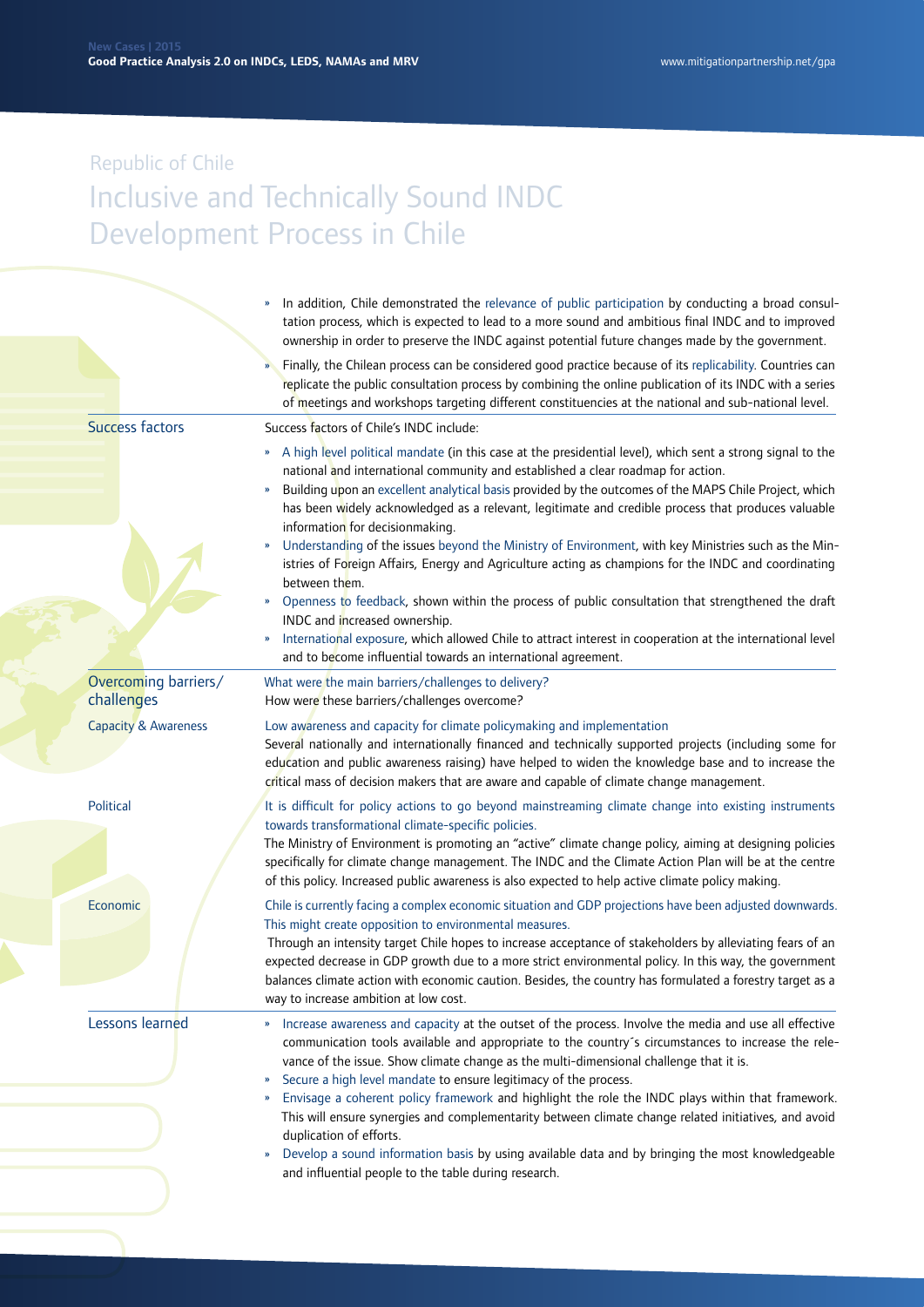Republic of Chile

# Inclusive and Technically Sound INDC Development Process in Chile

- In addition, Chile demonstrated the relevance of public participation by conducting a broad consultation process, which is expected to lead to a more sound and ambitious final INDC and to improved ownership in order to preserve the INDC against potential future changes made by the government.
- Finally, the Chilean process can be considered good practice because of its replicability. Countries can replicate the public consultation process by combining the online publication of its INDC with a series of meetings and workshops targeting different constituencies at the national and sub-national level.

## Success factors

Success factors of Chile's INDC include:

- A high level political mandate (in this case at the presidential level), which sent a strong signal to the national and international community and established a clear roadmap for action.
- Building upon an excellent analytical basis provided by the outcomes of the MAPS Chile Project, which has been widely acknowledged as a relevant, legitimate and credible process that produces valuable information for decisionmaking.
- Understanding of the issues beyond the Ministry of Environment, with key Ministries such as the Ministries of Foreign Affairs, Energy and Agriculture acting as champions for the INDC and coordinating between them.
- Openness to feedback, shown within the process of public consultation that strengthened the draft INDC and increased ownership.
- International exposure, which allowed Chile to attract interest in cooperation at the international level and to become influential towards an international agreement.

## Overcoming barriers/ challenges

What were the main barriers/challenges to delivery?
How were these barriers/challenges overcome?

### Capacity & Awareness

Low awareness and capacity for climate policymaking and implementation

Several nationally and internationally financed and technically supported projects (including some for education and public awareness raising) have helped to widen the knowledge base and to increase the critical mass of decision makers that are aware and capable of climate change management.

### Political

It is difficult for policy actions to go beyond mainstreaming climate change into existing instruments towards transformational climate-specific policies.

The Ministry of Environment is promoting an "active" climate change policy, aiming at designing policies specifically for climate change management. The INDC and the Climate Action Plan will be at the centre of this policy. Increased public awareness is also expected to help active climate policy making.

### Economic

Chile is currently facing a complex economic situation and GDP projections have been adjusted downwards. This might create opposition to environmental measures.

Through an intensity target Chile hopes to increase acceptance of stakeholders by alleviating fears of an expected decrease in GDP growth due to a more strict environmental policy. In this way, the government balances climate action with economic caution. Besides, the country has formulated a forestry target as a way to increase ambition at low cost.

## Lessons learned

- Increase awareness and capacity at the outset of the process. Involve the media and use all effective communication tools available and appropriate to the country´s circumstances to increase the relevance of the issue. Show climate change as the multi-dimensional challenge that it is.
- Secure a high level mandate to ensure legitimacy of the process.
- Envisage a coherent policy framework and highlight the role the INDC plays within that framework. This will ensure synergies and complementarity between climate change related initiatives, and avoid duplication of efforts.
- Develop a sound information basis by using available data and by bringing the most knowledgeable and influential people to the table during research.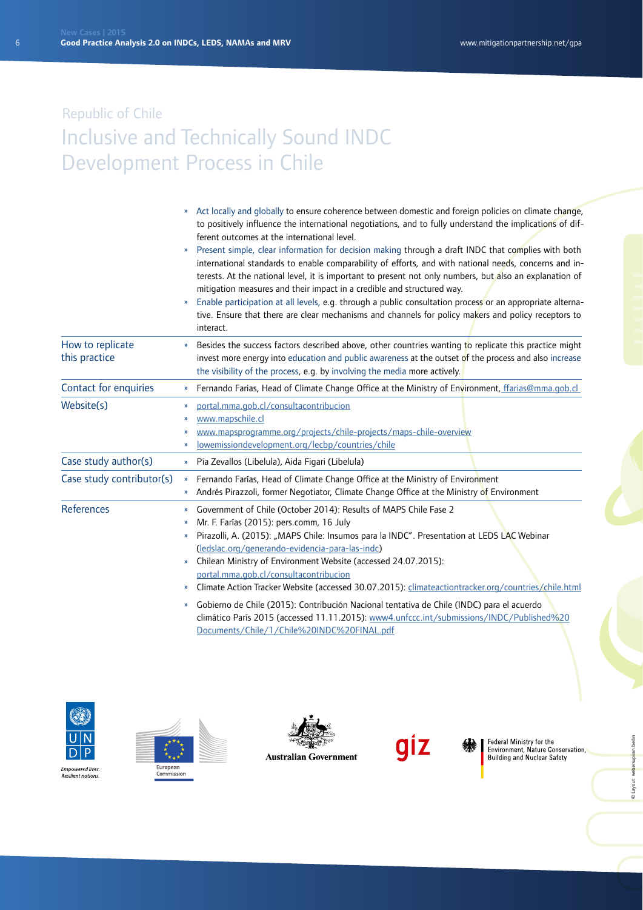Republic of Chile

# Inclusive and Technically Sound INDC Development Process in Chile

- Act locally and globally to ensure coherence between domestic and foreign policies on climate change, to positively influence the international negotiations, and to fully understand the implications of different outcomes at the international level.
- Present simple, clear information for decision making through a draft INDC that complies with both international standards to enable comparability of efforts, and with national needs, concerns and interests. At the national level, it is important to present not only numbers, but also an explanation of mitigation measures and their impact in a credible and structured way.
- Enable participation at all levels, e.g. through a public consultation process or an appropriate alternative. Ensure that there are clear mechanisms and channels for policy makers and policy receptors to interact.

| | |
|---|---|
| How to replicate this practice | » Besides the success factors described above, other countries wanting to replicate this practice might invest more energy into education and public awareness at the outset of the process and also increase the visibility of the process, e.g. by involving the media more actively. |
| Contact for enquiries | » Fernando Farias, Head of Climate Change Office at the Ministry of Environment, ffarias@mma.gob.cl |
| Website(s) | » portal.mma.gob.cl/consultacontribucion<br>» www.mapschile.cl<br>» www.mapsprogramme.org/projects/chile-projects/maps-chile-overview<br>» lowemissiondevelopment.org/lecbp/countries/chile |
| Case study author(s) | » Pía Zevallos (Libelula), Aida Figari (Libelula) |
| Case study contributor(s) | » Fernando Farías, Head of Climate Change Office at the Ministry of Environment<br>» Andrês Pirazzoli, former Negotiator, Climate Change Office at the Ministry of Environment |
| References | » Government of Chile (October 2014): Results of MAPS Chile Fase 2<br>» Mr. F. Farías (2015): pers.comm, 16 July<br>» Pirazolli, A. (2015): „MAPS Chile: Insumos para la INDC". Presentation at LEDS LAC Webinar (ledslac.org/generando-evidencia-para-las-indc)<br>» Chilean Ministry of Environment Website (accessed 24.07.2015): portal.mma.gob.cl/consultacontribucion<br>» Climate Action Tracker Website (accessed 30.07.2015): climateactiontracker.org/countries/chile.html<br>» Gobierno de Chile (2015): Contribución Nacional tentativa de Chile (INDC) para el acuerdo climático París 2015 (accessed 11.11.2015): www4.unfccc.int/submissions/INDC/Published%20Documents/Chile/1/Chile%20INDC%20FINAL.pdf |

UNDP — Empowered lives. Resilient nations. | European Commission | Australian Government | giz | Federal Ministry for the Environment, Nature Conservation, Building and Nuclear Safety